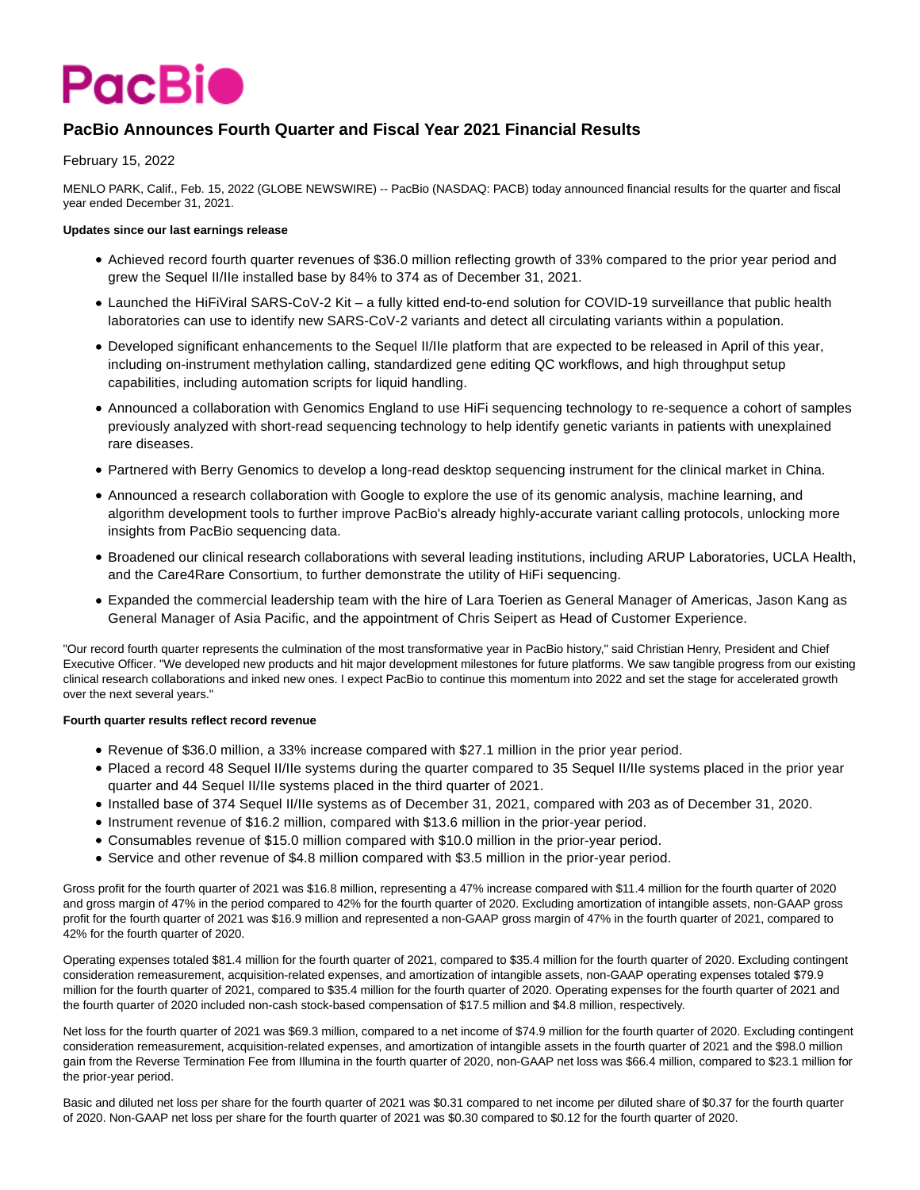# PacBio

## PacBio Announces Fourth Quarter and Fiscal Year 2021 Financial Results

February 15, 2022

MENLO PARK, Calif., Feb. 15, 2022 (GLOBE NEWSWIRE) -- PacBio (NASDAQ: PACB) today announced financial results for the quarter and fiscal year ended December 31, 2021.

**Updates since our last earnings release**

- Achieved record fourth quarter revenues of $36.0 million reflecting growth of 33% compared to the prior year period and grew the Sequel II/IIe installed base by 84% to 374 as of December 31, 2021.
- Launched the HiFiViral SARS-CoV-2 Kit – a fully kitted end-to-end solution for COVID-19 surveillance that public health laboratories can use to identify new SARS-CoV-2 variants and detect all circulating variants within a population.
- Developed significant enhancements to the Sequel II/IIe platform that are expected to be released in April of this year, including on-instrument methylation calling, standardized gene editing QC workflows, and high throughput setup capabilities, including automation scripts for liquid handling.
- Announced a collaboration with Genomics England to use HiFi sequencing technology to re-sequence a cohort of samples previously analyzed with short-read sequencing technology to help identify genetic variants in patients with unexplained rare diseases.
- Partnered with Berry Genomics to develop a long-read desktop sequencing instrument for the clinical market in China.
- Announced a research collaboration with Google to explore the use of its genomic analysis, machine learning, and algorithm development tools to further improve PacBio's already highly-accurate variant calling protocols, unlocking more insights from PacBio sequencing data.
- Broadened our clinical research collaborations with several leading institutions, including ARUP Laboratories, UCLA Health, and the Care4Rare Consortium, to further demonstrate the utility of HiFi sequencing.
- Expanded the commercial leadership team with the hire of Lara Toerien as General Manager of Americas, Jason Kang as General Manager of Asia Pacific, and the appointment of Chris Seipert as Head of Customer Experience.

"Our record fourth quarter represents the culmination of the most transformative year in PacBio history," said Christian Henry, President and Chief Executive Officer. "We developed new products and hit major development milestones for future platforms. We saw tangible progress from our existing clinical research collaborations and inked new ones. I expect PacBio to continue this momentum into 2022 and set the stage for accelerated growth over the next several years."

**Fourth quarter results reflect record revenue**

- Revenue of $36.0 million, a 33% increase compared with $27.1 million in the prior year period.
- Placed a record 48 Sequel II/IIe systems during the quarter compared to 35 Sequel II/IIe systems placed in the prior year quarter and 44 Sequel II/IIe systems placed in the third quarter of 2021.
- Installed base of 374 Sequel II/IIe systems as of December 31, 2021, compared with 203 as of December 31, 2020.
- Instrument revenue of $16.2 million, compared with $13.6 million in the prior-year period.
- Consumables revenue of $15.0 million compared with $10.0 million in the prior-year period.
- Service and other revenue of $4.8 million compared with $3.5 million in the prior-year period.

Gross profit for the fourth quarter of 2021 was $16.8 million, representing a 47% increase compared with $11.4 million for the fourth quarter of 2020 and gross margin of 47% in the period compared to 42% for the fourth quarter of 2020. Excluding amortization of intangible assets, non-GAAP gross profit for the fourth quarter of 2021 was $16.9 million and represented a non-GAAP gross margin of 47% in the fourth quarter of 2021, compared to 42% for the fourth quarter of 2020.

Operating expenses totaled $81.4 million for the fourth quarter of 2021, compared to $35.4 million for the fourth quarter of 2020. Excluding contingent consideration remeasurement, acquisition-related expenses, and amortization of intangible assets, non-GAAP operating expenses totaled $79.9 million for the fourth quarter of 2021, compared to $35.4 million for the fourth quarter of 2020. Operating expenses for the fourth quarter of 2021 and the fourth quarter of 2020 included non-cash stock-based compensation of $17.5 million and $4.8 million, respectively.

Net loss for the fourth quarter of 2021 was $69.3 million, compared to a net income of $74.9 million for the fourth quarter of 2020. Excluding contingent consideration remeasurement, acquisition-related expenses, and amortization of intangible assets in the fourth quarter of 2021 and the $98.0 million gain from the Reverse Termination Fee from Illumina in the fourth quarter of 2020, non-GAAP net loss was $66.4 million, compared to $23.1 million for the prior-year period.

Basic and diluted net loss per share for the fourth quarter of 2021 was $0.31 compared to net income per diluted share of $0.37 for the fourth quarter of 2020. Non-GAAP net loss per share for the fourth quarter of 2021 was $0.30 compared to $0.12 for the fourth quarter of 2020.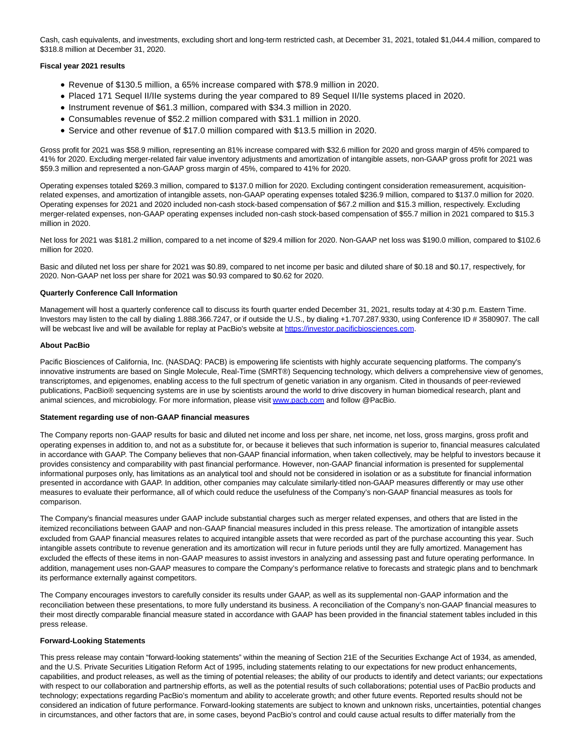Cash, cash equivalents, and investments, excluding short and long-term restricted cash, at December 31, 2021, totaled $1,044.4 million, compared to $318.8 million at December 31, 2020.

**Fiscal year 2021 results**

- Revenue of $130.5 million, a 65% increase compared with $78.9 million in 2020.
- Placed 171 Sequel II/IIe systems during the year compared to 89 Sequel II/IIe systems placed in 2020.
- Instrument revenue of $61.3 million, compared with $34.3 million in 2020.
- Consumables revenue of $52.2 million compared with $31.1 million in 2020.
- Service and other revenue of $17.0 million compared with $13.5 million in 2020.

Gross profit for 2021 was $58.9 million, representing an 81% increase compared with $32.6 million for 2020 and gross margin of 45% compared to 41% for 2020. Excluding merger-related fair value inventory adjustments and amortization of intangible assets, non-GAAP gross profit for 2021 was $59.3 million and represented a non-GAAP gross margin of 45%, compared to 41% for 2020.

Operating expenses totaled $269.3 million, compared to $137.0 million for 2020. Excluding contingent consideration remeasurement, acquisition-related expenses, and amortization of intangible assets, non-GAAP operating expenses totaled $236.9 million, compared to $137.0 million for 2020. Operating expenses for 2021 and 2020 included non-cash stock-based compensation of $67.2 million and $15.3 million, respectively. Excluding merger-related expenses, non-GAAP operating expenses included non-cash stock-based compensation of $55.7 million in 2021 compared to $15.3 million in 2020.

Net loss for 2021 was $181.2 million, compared to a net income of $29.4 million for 2020. Non-GAAP net loss was $190.0 million, compared to $102.6 million for 2020.

Basic and diluted net loss per share for 2021 was $0.89, compared to net income per basic and diluted share of $0.18 and $0.17, respectively, for 2020. Non-GAAP net loss per share for 2021 was $0.93 compared to $0.62 for 2020.

**Quarterly Conference Call Information**

Management will host a quarterly conference call to discuss its fourth quarter ended December 31, 2021, results today at 4:30 p.m. Eastern Time. Investors may listen to the call by dialing 1.888.366.7247, or if outside the U.S., by dialing +1.707.287.9330, using Conference ID # 3580907. The call will be webcast live and will be available for replay at PacBio's website at [https://investor.pacificbiosciences.com](https://investor.pacificbiosciences.com).

**About PacBio**

Pacific Biosciences of California, Inc. (NASDAQ: PACB) is empowering life scientists with highly accurate sequencing platforms. The company's innovative instruments are based on Single Molecule, Real-Time (SMRT®) Sequencing technology, which delivers a comprehensive view of genomes, transcriptomes, and epigenomes, enabling access to the full spectrum of genetic variation in any organism. Cited in thousands of peer-reviewed publications, PacBio® sequencing systems are in use by scientists around the world to drive discovery in human biomedical research, plant and animal sciences, and microbiology. For more information, please visit [www.pacb.com](www.pacb.com) and follow @PacBio.

**Statement regarding use of non-GAAP financial measures**

The Company reports non-GAAP results for basic and diluted net income and loss per share, net income, net loss, gross margins, gross profit and operating expenses in addition to, and not as a substitute for, or because it believes that such information is superior to, financial measures calculated in accordance with GAAP. The Company believes that non-GAAP financial information, when taken collectively, may be helpful to investors because it provides consistency and comparability with past financial performance. However, non-GAAP financial information is presented for supplemental informational purposes only, has limitations as an analytical tool and should not be considered in isolation or as a substitute for financial information presented in accordance with GAAP. In addition, other companies may calculate similarly-titled non-GAAP measures differently or may use other measures to evaluate their performance, all of which could reduce the usefulness of the Company's non-GAAP financial measures as tools for comparison.

The Company's financial measures under GAAP include substantial charges such as merger related expenses, and others that are listed in the itemized reconciliations between GAAP and non-GAAP financial measures included in this press release. The amortization of intangible assets excluded from GAAP financial measures relates to acquired intangible assets that were recorded as part of the purchase accounting this year. Such intangible assets contribute to revenue generation and its amortization will recur in future periods until they are fully amortized. Management has excluded the effects of these items in non-GAAP measures to assist investors in analyzing and assessing past and future operating performance. In addition, management uses non-GAAP measures to compare the Company's performance relative to forecasts and strategic plans and to benchmark its performance externally against competitors.

The Company encourages investors to carefully consider its results under GAAP, as well as its supplemental non-GAAP information and the reconciliation between these presentations, to more fully understand its business. A reconciliation of the Company's non-GAAP financial measures to their most directly comparable financial measure stated in accordance with GAAP has been provided in the financial statement tables included in this press release.

**Forward-Looking Statements**

This press release may contain "forward-looking statements" within the meaning of Section 21E of the Securities Exchange Act of 1934, as amended, and the U.S. Private Securities Litigation Reform Act of 1995, including statements relating to our expectations for new product enhancements, capabilities, and product releases, as well as the timing of potential releases; the ability of our products to identify and detect variants; our expectations with respect to our collaboration and partnership efforts, as well as the potential results of such collaborations; potential uses of PacBio products and technology; expectations regarding PacBio's momentum and ability to accelerate growth; and other future events. Reported results should not be considered an indication of future performance. Forward-looking statements are subject to known and unknown risks, uncertainties, potential changes in circumstances, and other factors that are, in some cases, beyond PacBio's control and could cause actual results to differ materially from the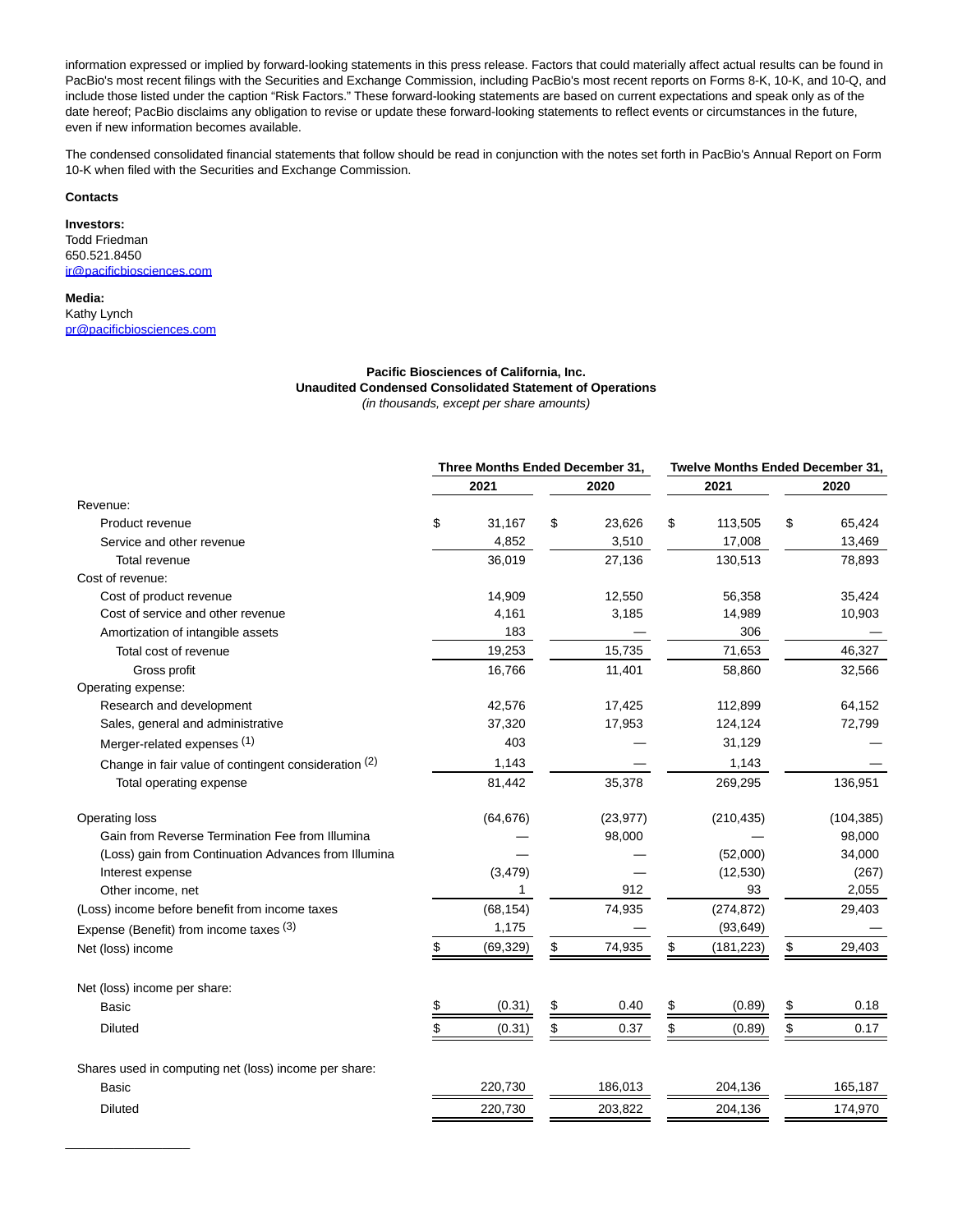information expressed or implied by forward-looking statements in this press release. Factors that could materially affect actual results can be found in PacBio's most recent filings with the Securities and Exchange Commission, including PacBio's most recent reports on Forms 8-K, 10-K, and 10-Q, and include those listed under the caption "Risk Factors." These forward-looking statements are based on current expectations and speak only as of the date hereof; PacBio disclaims any obligation to revise or update these forward-looking statements to reflect events or circumstances in the future, even if new information becomes available.

The condensed consolidated financial statements that follow should be read in conjunction with the notes set forth in PacBio's Annual Report on Form 10-K when filed with the Securities and Exchange Commission.

**Contacts**

**Investors:**
Todd Friedman
650.521.8450
ir@pacificbiosciences.com

**Media:**
Kathy Lynch
pr@pacificbiosciences.com

**Pacific Biosciences of California, Inc.**
**Unaudited Condensed Consolidated Statement of Operations**
*(in thousands, except per share amounts)*

| | Three Months Ended December 31, | | Twelve Months Ended December 31, | |
|---|---|---|---|---|
| | 2021 | 2020 | 2021 | 2020 |
| Revenue: | | | | |
| Product revenue | $ 31,167 | $ 23,626 | $ 113,505 | $ 65,424 |
| Service and other revenue | 4,852 | 3,510 | 17,008 | 13,469 |
| Total revenue | 36,019 | 27,136 | 130,513 | 78,893 |
| Cost of revenue: | | | | |
| Cost of product revenue | 14,909 | 12,550 | 56,358 | 35,424 |
| Cost of service and other revenue | 4,161 | 3,185 | 14,989 | 10,903 |
| Amortization of intangible assets | 183 | — | 306 | — |
| Total cost of revenue | 19,253 | 15,735 | 71,653 | 46,327 |
| Gross profit | 16,766 | 11,401 | 58,860 | 32,566 |
| Operating expense: | | | | |
| Research and development | 42,576 | 17,425 | 112,899 | 64,152 |
| Sales, general and administrative | 37,320 | 17,953 | 124,124 | 72,799 |
| Merger-related expenses (1) | 403 | — | 31,129 | — |
| Change in fair value of contingent consideration (2) | 1,143 | — | 1,143 | — |
| Total operating expense | 81,442 | 35,378 | 269,295 | 136,951 |
| Operating loss | (64,676) | (23,977) | (210,435) | (104,385) |
| Gain from Reverse Termination Fee from Illumina | — | 98,000 | — | 98,000 |
| (Loss) gain from Continuation Advances from Illumina | — | — | (52,000) | 34,000 |
| Interest expense | (3,479) | — | (12,530) | (267) |
| Other income, net | 1 | 912 | 93 | 2,055 |
| (Loss) income before benefit from income taxes | (68,154) | 74,935 | (274,872) | 29,403 |
| Expense (Benefit) from income taxes (3) | 1,175 | — | (93,649) | — |
| Net (loss) income | $ (69,329) | $ 74,935 | $ (181,223) | $ 29,403 |
| Net (loss) income per share: | | | | |
| Basic | $ (0.31) | $ 0.40 | $ (0.89) | $ 0.18 |
| Diluted | $ (0.31) | $ 0.37 | $ (0.89) | $ 0.17 |
| Shares used in computing net (loss) income per share: | | | | |
| Basic | 220,730 | 186,013 | 204,136 | 165,187 |
| Diluted | 220,730 | 203,822 | 204,136 | 174,970 |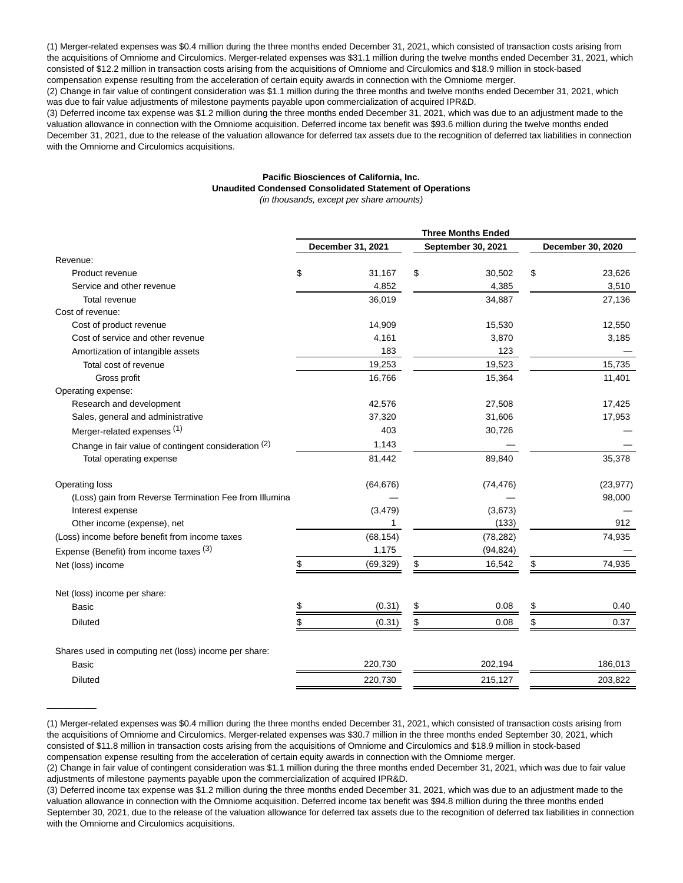(1) Merger-related expenses was $0.4 million during the three months ended December 31, 2021, which consisted of transaction costs arising from the acquisitions of Omniome and Circulomics. Merger-related expenses was $31.1 million during the twelve months ended December 31, 2021, which consisted of $12.2 million in transaction costs arising from the acquisitions of Omniome and Circulomics and $18.9 million in stock-based compensation expense resulting from the acceleration of certain equity awards in connection with the Omniome merger.
(2) Change in fair value of contingent consideration was $1.1 million during the three months and twelve months ended December 31, 2021, which was due to fair value adjustments of milestone payments payable upon commercialization of acquired IPR&D.
(3) Deferred income tax expense was $1.2 million during the three months ended December 31, 2021, which was due to an adjustment made to the valuation allowance in connection with the Omniome acquisition. Deferred income tax benefit was $93.6 million during the twelve months ended December 31, 2021, due to the release of the valuation allowance for deferred tax assets due to the recognition of deferred tax liabilities in connection with the Omniome and Circulomics acquisitions.

**Pacific Biosciences of California, Inc.**
**Unaudited Condensed Consolidated Statement of Operations**
*(in thousands, except per share amounts)*

| | Three Months Ended | | |
|---|---|---|---|
| | December 31, 2021 | September 30, 2021 | December 30, 2020 |
| Revenue: | | | |
| Product revenue | $ 31,167 | $ 30,502 | $ 23,626 |
| Service and other revenue | 4,852 | 4,385 | 3,510 |
| Total revenue | 36,019 | 34,887 | 27,136 |
| Cost of revenue: | | | |
| Cost of product revenue | 14,909 | 15,530 | 12,550 |
| Cost of service and other revenue | 4,161 | 3,870 | 3,185 |
| Amortization of intangible assets | 183 | 123 | — |
| Total cost of revenue | 19,253 | 19,523 | 15,735 |
| Gross profit | 16,766 | 15,364 | 11,401 |
| Operating expense: | | | |
| Research and development | 42,576 | 27,508 | 17,425 |
| Sales, general and administrative | 37,320 | 31,606 | 17,953 |
| Merger-related expenses (1) | 403 | 30,726 | — |
| Change in fair value of contingent consideration (2) | 1,143 | — | — |
| Total operating expense | 81,442 | 89,840 | 35,378 |
| Operating loss | (64,676) | (74,476) | (23,977) |
| (Loss) gain from Reverse Termination Fee from Illumina | — | — | 98,000 |
| Interest expense | (3,479) | (3,673) | — |
| Other income (expense), net | 1 | (133) | 912 |
| (Loss) income before benefit from income taxes | (68,154) | (78,282) | 74,935 |
| Expense (Benefit) from income taxes (3) | 1,175 | (94,824) | — |
| Net (loss) income | $ (69,329) | $ 16,542 | $ 74,935 |
| Net (loss) income per share: | | | |
| Basic | $ (0.31) | $ 0.08 | $ 0.40 |
| Diluted | $ (0.31) | $ 0.08 | $ 0.37 |
| Shares used in computing net (loss) income per share: | | | |
| Basic | 220,730 | 202,194 | 186,013 |
| Diluted | 220,730 | 215,127 | 203,822 |

---

(1) Merger-related expenses was $0.4 million during the three months ended December 31, 2021, which consisted of transaction costs arising from the acquisitions of Omniome and Circulomics. Merger-related expenses was $30.7 million in the three months ended September 30, 2021, which consisted of $11.8 million in transaction costs arising from the acquisitions of Omniome and Circulomics and $18.9 million in stock-based compensation expense resulting from the acceleration of certain equity awards in connection with the Omniome merger.
(2) Change in fair value of contingent consideration was $1.1 million during the three months ended December 31, 2021, which was due to fair value adjustments of milestone payments payable upon the commercialization of acquired IPR&D.
(3) Deferred income tax expense was $1.2 million during the three months ended December 31, 2021, which was due to an adjustment made to the valuation allowance in connection with the Omniome acquisition. Deferred income tax benefit was $94.8 million during the three months ended September 30, 2021, due to the release of the valuation allowance for deferred tax assets due to the recognition of deferred tax liabilities in connection with the Omniome and Circulomics acquisitions.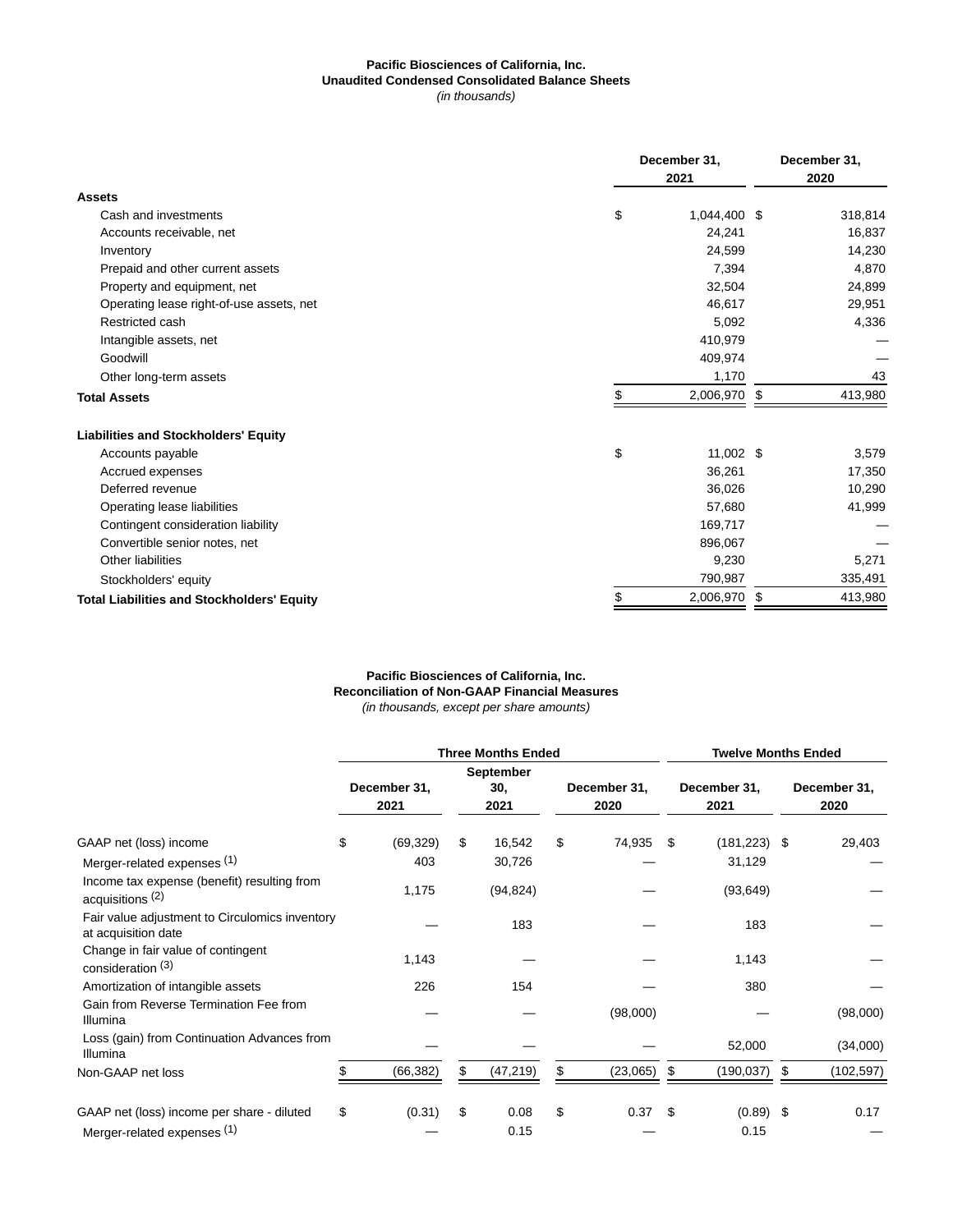**Pacific Biosciences of California, Inc.**
**Unaudited Condensed Consolidated Balance Sheets**
*(in thousands)*

| | December 31, 2021 | December 31, 2020 |
|---|---|---|
| **Assets** | | |
| Cash and investments | $ 1,044,400 | $ 318,814 |
| Accounts receivable, net | 24,241 | 16,837 |
| Inventory | 24,599 | 14,230 |
| Prepaid and other current assets | 7,394 | 4,870 |
| Property and equipment, net | 32,504 | 24,899 |
| Operating lease right-of-use assets, net | 46,617 | 29,951 |
| Restricted cash | 5,092 | 4,336 |
| Intangible assets, net | 410,979 | — |
| Goodwill | 409,974 | — |
| Other long-term assets | 1,170 | 43 |
| **Total Assets** | $ 2,006,970 | $ 413,980 |
| **Liabilities and Stockholders' Equity** | | |
| Accounts payable | $ 11,002 | $ 3,579 |
| Accrued expenses | 36,261 | 17,350 |
| Deferred revenue | 36,026 | 10,290 |
| Operating lease liabilities | 57,680 | 41,999 |
| Contingent consideration liability | 169,717 | — |
| Convertible senior notes, net | 896,067 | — |
| Other liabilities | 9,230 | 5,271 |
| Stockholders' equity | 790,987 | 335,491 |
| **Total Liabilities and Stockholders' Equity** | $ 2,006,970 | $ 413,980 |

**Pacific Biosciences of California, Inc.**
**Reconciliation of Non-GAAP Financial Measures**
*(in thousands, except per share amounts)*

| | Three Months Ended | | | Twelve Months Ended | |
|---|---|---|---|---|---|
| | December 31, 2021 | September 30, 2021 | December 31, 2020 | December 31, 2021 | December 31, 2020 |
| GAAP net (loss) income | $ (69,329) | $ 16,542 | $ 74,935 | $ (181,223) | $ 29,403 |
| Merger-related expenses (1) | 403 | 30,726 | — | 31,129 | — |
| Income tax expense (benefit) resulting from acquisitions (2) | 1,175 | (94,824) | — | (93,649) | — |
| Fair value adjustment to Circulomics inventory at acquisition date | — | 183 | — | 183 | — |
| Change in fair value of contingent consideration (3) | 1,143 | — | — | 1,143 | — |
| Amortization of intangible assets | 226 | 154 | — | 380 | — |
| Gain from Reverse Termination Fee from Illumina | — | — | (98,000) | — | (98,000) |
| Loss (gain) from Continuation Advances from Illumina | — | — | — | 52,000 | (34,000) |
| Non-GAAP net loss | $ (66,382) | $ (47,219) | $ (23,065) | $ (190,037) | $ (102,597) |
| GAAP net (loss) income per share - diluted | $ (0.31) | $ 0.08 | $ 0.37 | $ (0.89) | $ 0.17 |
| Merger-related expenses (1) | — | 0.15 | — | 0.15 | — |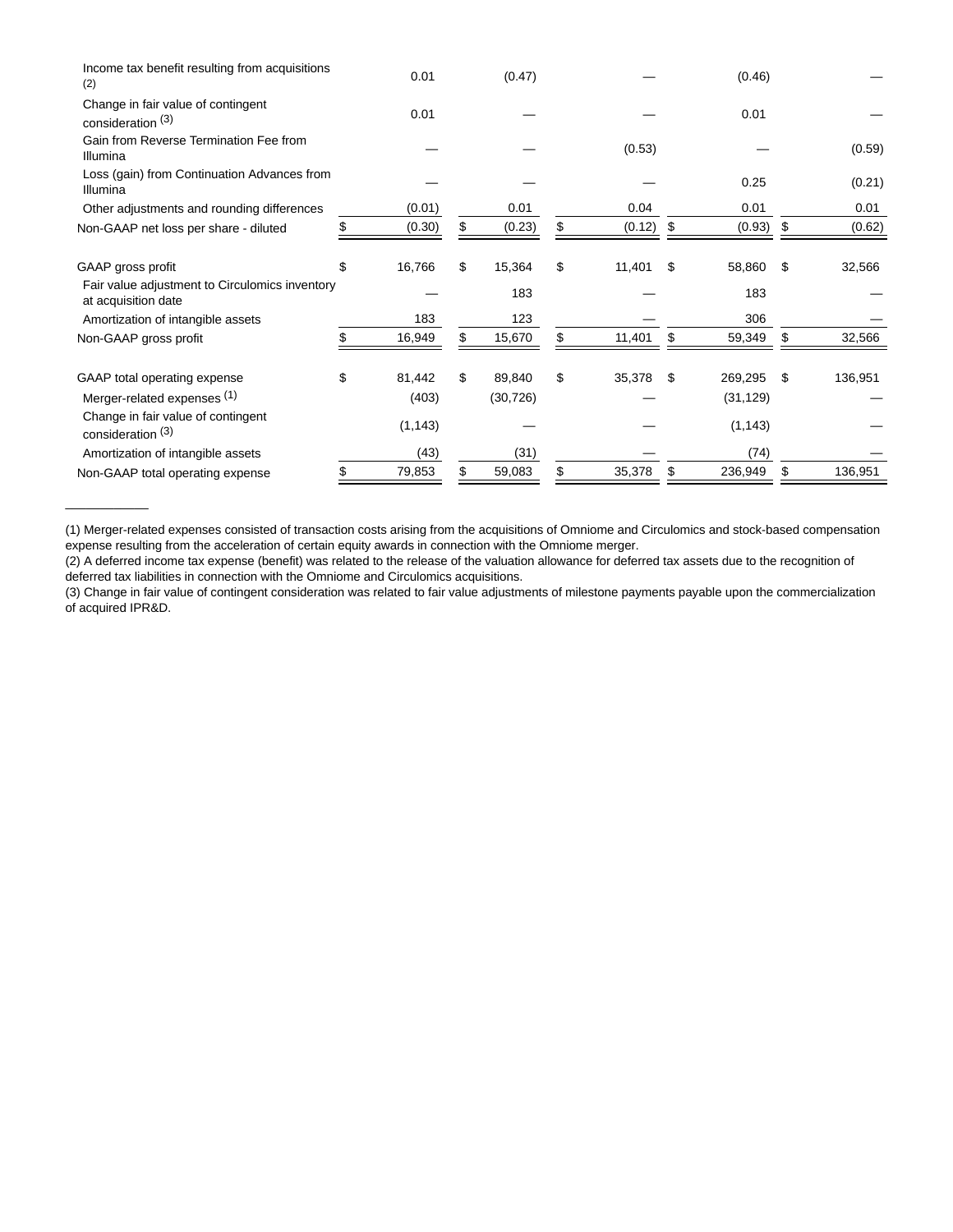| | | | | | |
|---|---|---|---|---|---|
| Income tax benefit resulting from acquisitions (2) | 0.01 | (0.47) | — | (0.46) | — |
| Change in fair value of contingent consideration (3) | 0.01 | — | — | 0.01 | — |
| Gain from Reverse Termination Fee from Illumina | — | — | (0.53) | — | (0.59) |
| Loss (gain) from Continuation Advances from Illumina | — | — | — | 0.25 | (0.21) |
| Other adjustments and rounding differences | (0.01) | 0.01 | 0.04 | 0.01 | 0.01 |
| Non-GAAP net loss per share - diluted | $ (0.30) | $ (0.23) | $ (0.12) | $ (0.93) | $ (0.62) |
| | | | | | |
| GAAP gross profit | $ 16,766 | $ 15,364 | $ 11,401 | $ 58,860 | $ 32,566 |
| Fair value adjustment to Circulomics inventory at acquisition date | — | 183 | — | 183 | — |
| Amortization of intangible assets | 183 | 123 | — | 306 | — |
| Non-GAAP gross profit | $ 16,949 | $ 15,670 | $ 11,401 | $ 59,349 | $ 32,566 |
| | | | | | |
| GAAP total operating expense | $ 81,442 | $ 89,840 | $ 35,378 | $ 269,295 | $ 136,951 |
| Merger-related expenses (1) | (403) | (30,726) | — | (31,129) | — |
| Change in fair value of contingent consideration (3) | (1,143) | — | — | (1,143) | — |
| Amortization of intangible assets | (43) | (31) | — | (74) | — |
| Non-GAAP total operating expense | $ 79,853 | $ 59,083 | $ 35,378 | $ 236,949 | $ 136,951 |

(1) Merger-related expenses consisted of transaction costs arising from the acquisitions of Omniome and Circulomics and stock-based compensation expense resulting from the acceleration of certain equity awards in connection with the Omniome merger.
(2) A deferred income tax expense (benefit) was related to the release of the valuation allowance for deferred tax assets due to the recognition of deferred tax liabilities in connection with the Omniome and Circulomics acquisitions.
(3) Change in fair value of contingent consideration was related to fair value adjustments of milestone payments payable upon the commercialization of acquired IPR&D.